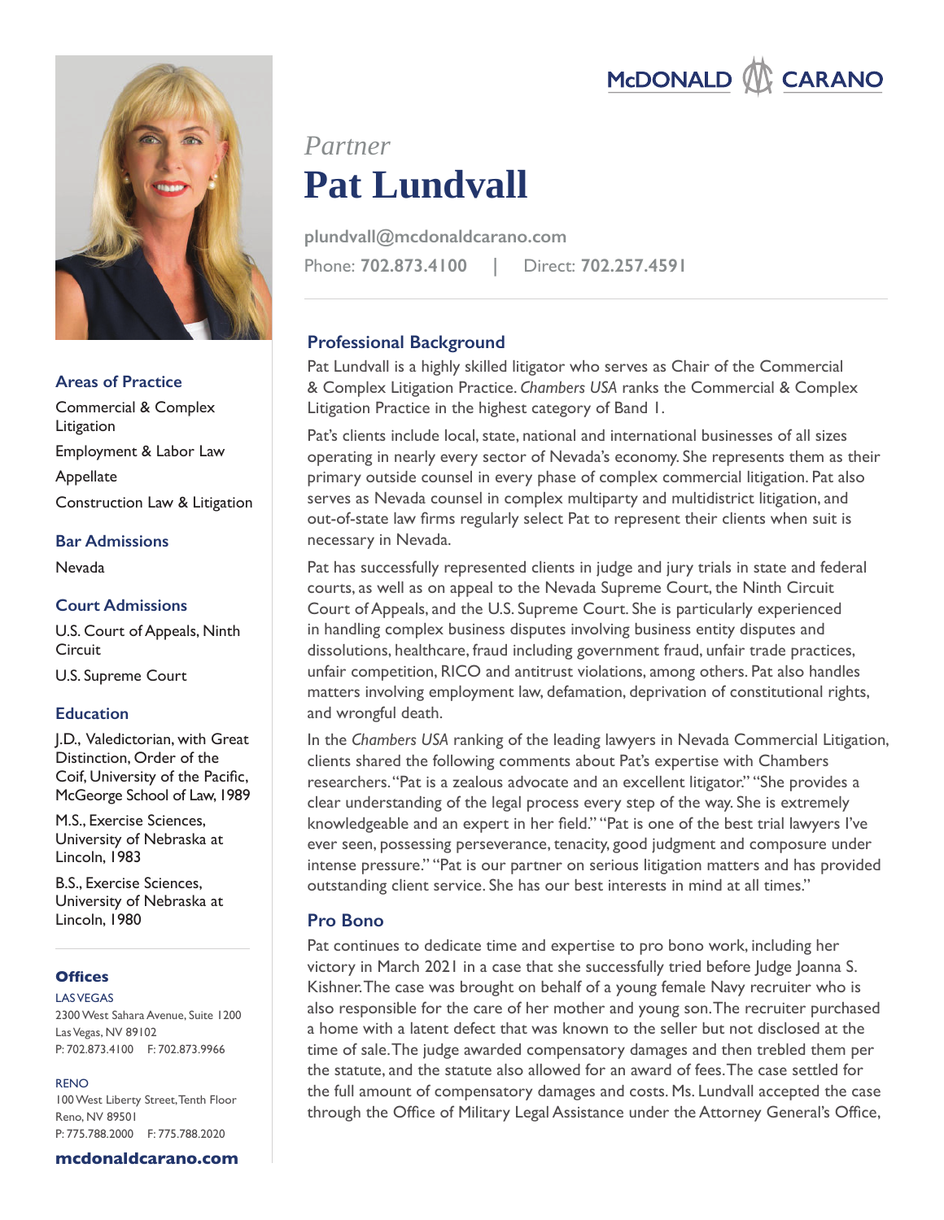McDONALD CARANO

*Partner*

# Pat Lundvall

plundvall@mcdonaldcarano.com

Phone: **702.873.4100** | Direct: **702.257.4591**

## Professional Background

Pat Lundvall is a highly skilled litigator who serves as Chair of the Commercial & Complex Litigation Practice. *Chambers USA* ranks the Commercial & Complex Litigation Practice in the highest category of Band 1.

Pat's clients include local, state, national and international businesses of all sizes operating in nearly every sector of Nevada's economy. She represents them as their primary outside counsel in every phase of complex commercial litigation. Pat also serves as Nevada counsel in complex multiparty and multidistrict litigation, and out-of-state law firms regularly select Pat to represent their clients when suit is necessary in Nevada.

Pat has successfully represented clients in judge and jury trials in state and federal courts, as well as on appeal to the Nevada Supreme Court, the Ninth Circuit Court of Appeals, and the U.S. Supreme Court. She is particularly experienced in handling complex business disputes involving business entity disputes and dissolutions, healthcare, fraud including government fraud, unfair trade practices, unfair competition, RICO and antitrust violations, among others. Pat also handles matters involving employment law, defamation, deprivation of constitutional rights, and wrongful death.

In the *Chambers USA* ranking of the leading lawyers in Nevada Commercial Litigation, clients shared the following comments about Pat's expertise with Chambers researchers. "Pat is a zealous advocate and an excellent litigator." "She provides a clear understanding of the legal process every step of the way. She is extremely knowledgeable and an expert in her field." "Pat is one of the best trial lawyers I've ever seen, possessing perseverance, tenacity, good judgment and composure under intense pressure." "Pat is our partner on serious litigation matters and has provided outstanding client service. She has our best interests in mind at all times."

## Pro Bono

Pat continues to dedicate time and expertise to pro bono work, including her victory in March 2021 in a case that she successfully tried before Judge Joanna S. Kishner. The case was brought on behalf of a young female Navy recruiter who is also responsible for the care of her mother and young son. The recruiter purchased a home with a latent defect that was known to the seller but not disclosed at the time of sale. The judge awarded compensatory damages and then trebled them per the statute, and the statute also allowed for an award of fees. The case settled for the full amount of compensatory damages and costs. Ms. Lundvall accepted the case through the Office of Military Legal Assistance under the Attorney General's Office,

### Areas of Practice

Commercial & Complex Litigation

Employment & Labor Law

Appellate

Construction Law & Litigation

### Bar Admissions

Nevada

### Court Admissions

U.S. Court of Appeals, Ninth Circuit

U.S. Supreme Court

### Education

J.D., Valedictorian, with Great Distinction, Order of the Coif, University of the Pacific, McGeorge School of Law, 1989

M.S., Exercise Sciences, University of Nebraska at Lincoln, 1983

B.S., Exercise Sciences, University of Nebraska at Lincoln, 1980

### Offices

LAS VEGAS
2300 West Sahara Avenue, Suite 1200
Las Vegas, NV 89102
P: 702.873.4100 F: 702.873.9966

RENO
100 West Liberty Street, Tenth Floor
Reno, NV 89501
P: 775.788.2000 F: 775.788.2020

**mcdonaldcarano.com**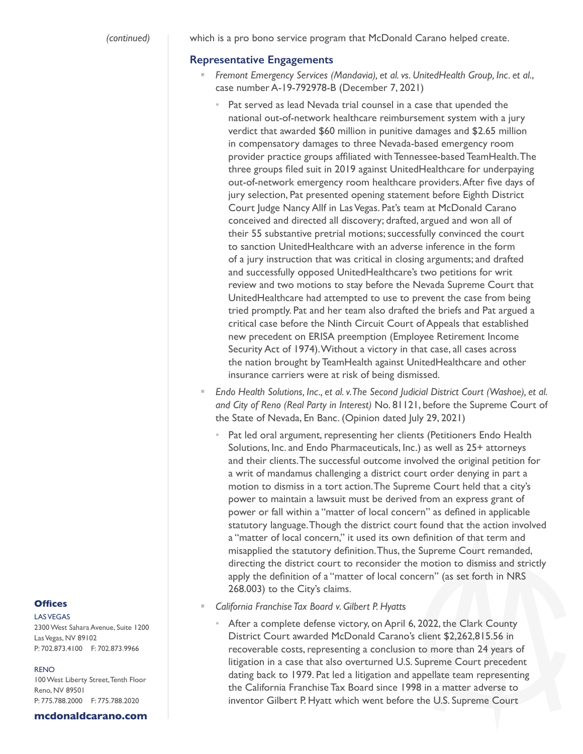*(continued)*

which is a pro bono service program that McDonald Carano helped create.

### Representative Engagements

- *Fremont Emergency Services (Mandavia), et al. vs. UnitedHealth Group, Inc. et al.*, case number A-19-792978-B (December 7, 2021)
  - Pat served as lead Nevada trial counsel in a case that upended the national out-of-network healthcare reimbursement system with a jury verdict that awarded $60 million in punitive damages and $2.65 million in compensatory damages to three Nevada-based emergency room provider practice groups affiliated with Tennessee-based TeamHealth. The three groups filed suit in 2019 against UnitedHealthcare for underpaying out-of-network emergency room healthcare providers. After five days of jury selection, Pat presented opening statement before Eighth District Court Judge Nancy Allf in Las Vegas. Pat's team at McDonald Carano conceived and directed all discovery; drafted, argued and won all of their 55 substantive pretrial motions; successfully convinced the court to sanction UnitedHealthcare with an adverse inference in the form of a jury instruction that was critical in closing arguments; and drafted and successfully opposed UnitedHealthcare's two petitions for writ review and two motions to stay before the Nevada Supreme Court that UnitedHealthcare had attempted to use to prevent the case from being tried promptly. Pat and her team also drafted the briefs and Pat argued a critical case before the Ninth Circuit Court of Appeals that established new precedent on ERISA preemption (Employee Retirement Income Security Act of 1974). Without a victory in that case, all cases across the nation brought by TeamHealth against UnitedHealthcare and other insurance carriers were at risk of being dismissed.
- *Endo Health Solutions, Inc., et al. v. The Second Judicial District Court (Washoe), et al. and City of Reno (Real Party in Interest)* No. 81121, before the Supreme Court of the State of Nevada, En Banc. (Opinion dated July 29, 2021)
  - Pat led oral argument, representing her clients (Petitioners Endo Health Solutions, Inc. and Endo Pharmaceuticals, Inc.) as well as 25+ attorneys and their clients. The successful outcome involved the original petition for a writ of mandamus challenging a district court order denying in part a motion to dismiss in a tort action. The Supreme Court held that a city's power to maintain a lawsuit must be derived from an express grant of power or fall within a "matter of local concern" as defined in applicable statutory language. Though the district court found that the action involved a "matter of local concern," it used its own definition of that term and misapplied the statutory definition. Thus, the Supreme Court remanded, directing the district court to reconsider the motion to dismiss and strictly apply the definition of a "matter of local concern" (as set forth in NRS 268.003) to the City's claims.
- *California Franchise Tax Board v. Gilbert P. Hyatts*
  - After a complete defense victory, on April 6, 2022, the Clark County District Court awarded McDonald Carano's client $2,262,815.56 in recoverable costs, representing a conclusion to more than 24 years of litigation in a case that also overturned U.S. Supreme Court precedent dating back to 1979. Pat led a litigation and appellate team representing the California Franchise Tax Board since 1998 in a matter adverse to inventor Gilbert P. Hyatt which went before the U.S. Supreme Court

**Offices**

LAS VEGAS
2300 West Sahara Avenue, Suite 1200
Las Vegas, NV 89102
P: 702.873.4100 F: 702.873.9966

RENO
100 West Liberty Street, Tenth Floor
Reno, NV 89501
P: 775.788.2000 F: 775.788.2020

**mcdonaldcarano.com**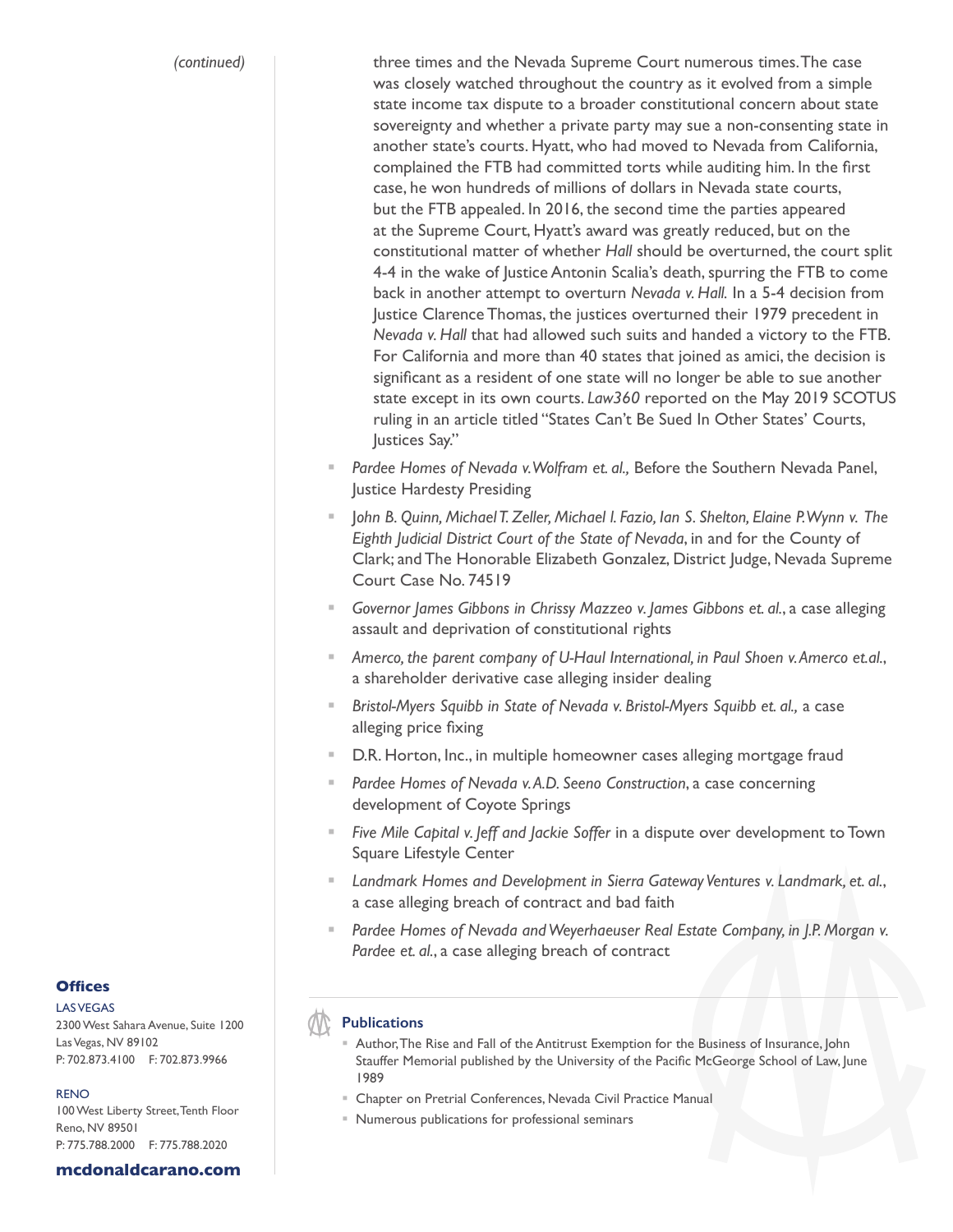*(continued)*

three times and the Nevada Supreme Court numerous times. The case was closely watched throughout the country as it evolved from a simple state income tax dispute to a broader constitutional concern about state sovereignty and whether a private party may sue a non-consenting state in another state's courts. Hyatt, who had moved to Nevada from California, complained the FTB had committed torts while auditing him. In the first case, he won hundreds of millions of dollars in Nevada state courts, but the FTB appealed. In 2016, the second time the parties appeared at the Supreme Court, Hyatt's award was greatly reduced, but on the constitutional matter of whether *Hall* should be overturned, the court split 4-4 in the wake of Justice Antonin Scalia's death, spurring the FTB to come back in another attempt to overturn *Nevada v. Hall.* In a 5-4 decision from Justice Clarence Thomas, the justices overturned their 1979 precedent in *Nevada v. Hall* that had allowed such suits and handed a victory to the FTB. For California and more than 40 states that joined as amici, the decision is significant as a resident of one state will no longer be able to sue another state except in its own courts. *Law360* reported on the May 2019 SCOTUS ruling in an article titled "States Can't Be Sued In Other States' Courts, Justices Say."

- *Pardee Homes of Nevada v. Wolfram et. al.,* Before the Southern Nevada Panel, Justice Hardesty Presiding
- *John B. Quinn, Michael T. Zeller, Michael I. Fazio, Ian S. Shelton, Elaine P. Wynn v. The Eighth Judicial District Court of the State of Nevada*, in and for the County of Clark; and The Honorable Elizabeth Gonzalez, District Judge, Nevada Supreme Court Case No. 74519
- *Governor James Gibbons in Chrissy Mazzeo v. James Gibbons et. al.*, a case alleging assault and deprivation of constitutional rights
- *Amerco, the parent company of U-Haul International, in Paul Shoen v. Amerco et.al.*, a shareholder derivative case alleging insider dealing
- *Bristol-Myers Squibb in State of Nevada v. Bristol-Myers Squibb et. al.,* a case alleging price fixing
- D.R. Horton, Inc., in multiple homeowner cases alleging mortgage fraud
- *Pardee Homes of Nevada v. A.D. Seeno Construction*, a case concerning development of Coyote Springs
- *Five Mile Capital v. Jeff and Jackie Soffer* in a dispute over development to Town Square Lifestyle Center
- *Landmark Homes and Development in Sierra Gateway Ventures v. Landmark, et. al.*, a case alleging breach of contract and bad faith
- *Pardee Homes of Nevada and Weyerhaeuser Real Estate Company, in J.P. Morgan v. Pardee et. al.*, a case alleging breach of contract

## Publications

- Author, The Rise and Fall of the Antitrust Exemption for the Business of Insurance, John Stauffer Memorial published by the University of the Pacific McGeorge School of Law, June 1989
- Chapter on Pretrial Conferences, Nevada Civil Practice Manual
- Numerous publications for professional seminars

**Offices**

LAS VEGAS
2300 West Sahara Avenue, Suite 1200
Las Vegas, NV 89102
P: 702.873.4100 F: 702.873.9966

RENO
100 West Liberty Street, Tenth Floor
Reno, NV 89501
P: 775.788.2000 F: 775.788.2020

**mcdonaldcarano.com**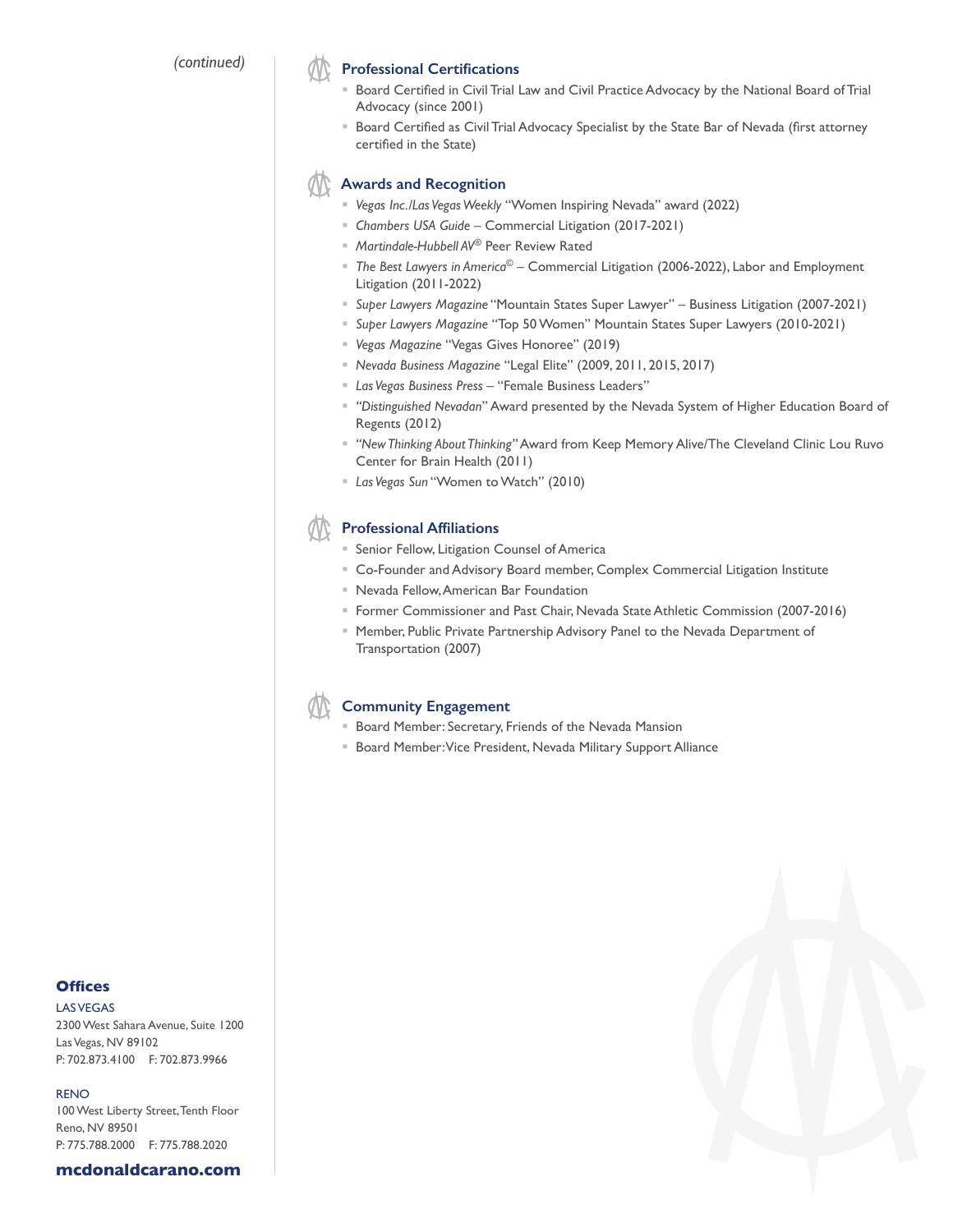*(continued)*

## Professional Certifications

- Board Certified in Civil Trial Law and Civil Practice Advocacy by the National Board of Trial Advocacy (since 2001)
- Board Certified as Civil Trial Advocacy Specialist by the State Bar of Nevada (first attorney certified in the State)

## Awards and Recognition

- *Vegas Inc./Las Vegas Weekly* "Women Inspiring Nevada" award (2022)
- *Chambers USA Guide* – Commercial Litigation (2017-2021)
- *Martindale-Hubbell AV®* Peer Review Rated
- *The Best Lawyers in America©* – Commercial Litigation (2006-2022), Labor and Employment Litigation (2011-2022)
- *Super Lawyers Magazine* "Mountain States Super Lawyer" – Business Litigation (2007-2021)
- *Super Lawyers Magazine* "Top 50 Women" Mountain States Super Lawyers (2010-2021)
- *Vegas Magazine* "Vegas Gives Honoree" (2019)
- *Nevada Business Magazine* "Legal Elite" (2009, 2011, 2015, 2017)
- *Las Vegas Business Press* – "Female Business Leaders"
- *"Distinguished Nevadan"* Award presented by the Nevada System of Higher Education Board of Regents (2012)
- *"New Thinking About Thinking"* Award from Keep Memory Alive/The Cleveland Clinic Lou Ruvo Center for Brain Health (2011)
- *Las Vegas Sun* "Women to Watch" (2010)

## Professional Affiliations

- Senior Fellow, Litigation Counsel of America
- Co-Founder and Advisory Board member, Complex Commercial Litigation Institute
- Nevada Fellow, American Bar Foundation
- Former Commissioner and Past Chair, Nevada State Athletic Commission (2007-2016)
- Member, Public Private Partnership Advisory Panel to the Nevada Department of Transportation (2007)

## Community Engagement

- Board Member: Secretary, Friends of the Nevada Mansion
- Board Member: Vice President, Nevada Military Support Alliance

### Offices

LAS VEGAS
2300 West Sahara Avenue, Suite 1200
Las Vegas, NV 89102
P: 702.873.4100 F: 702.873.9966

RENO
100 West Liberty Street, Tenth Floor
Reno, NV 89501
P: 775.788.2000 F: 775.788.2020

**mcdonaldcarano.com**